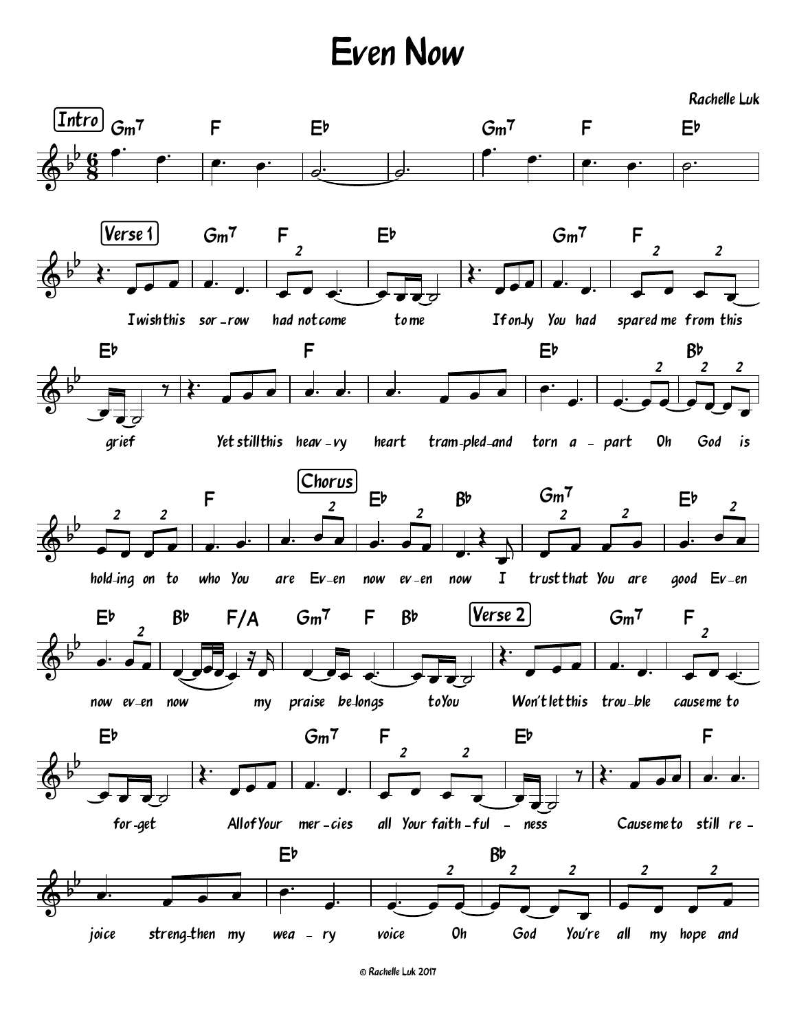# Even Now

Rachelle Luk

**Intro**

Gm7 F E♭ Gm7 F E♭

**Verse 1**

Gm7 F E♭
I wish this sorrow had not come to me

Gm7 F E♭
If only You had spared me from this grief

F
Yet still this heavy heart trampled and torn apart

E♭ B♭ F
Oh God is holding on to who You are

**Chorus**

E♭ B♭ Gm7
Even now even now I trust that You are good

E♭ E♭ B♭ F/A Gm7 F B♭
Even now even now my praise belongs to You

**Verse 2**

Gm7 F E♭
Won't let this trouble cause me to forget

Gm7 F E♭
All of Your mercies all Your faithfulness

F
Cause me to still rejoice strengthen my weary voice

E♭ B♭
Oh God You're all my hope and

© Rachelle Luk 2017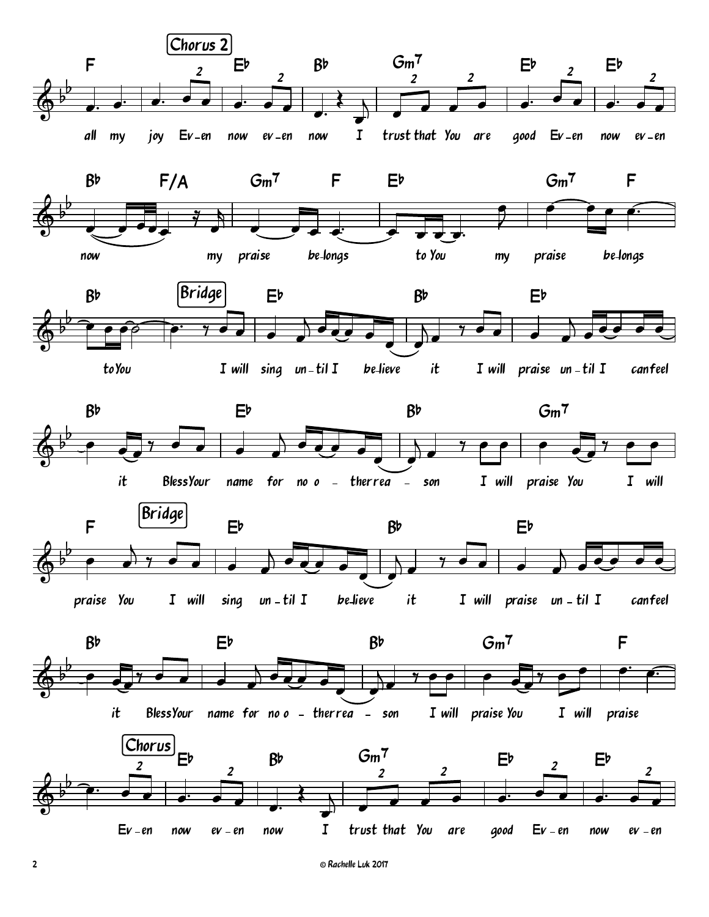**Chorus 2**

F Eb Bb Gm7 Eb Eb

all my joy Ev - en now ev - en now I trust that You are good Ev - en now ev - en

Bb F/A Gm7 F Eb Gm7 F

now my praise be-longs to You my praise be-longs

Bb

to You

**Bridge**

Eb Bb Eb

I will sing un - til I be-lieve it I will praise un - til I can feel

Bb Eb Bb Gm7

it Bless Your name for no o - ther rea - son I will praise You I will

F

praise You

**Bridge**

Eb Bb Eb

I will sing un - til I be-lieve it I will praise un - til I can feel

Bb Eb Bb Gm7 F

it Bless Your name for no o - ther rea - son I will praise You I will praise

**Chorus**

Eb Bb Gm7 Eb Eb

Ev - en now ev - en now I trust that You are good Ev - en now ev - en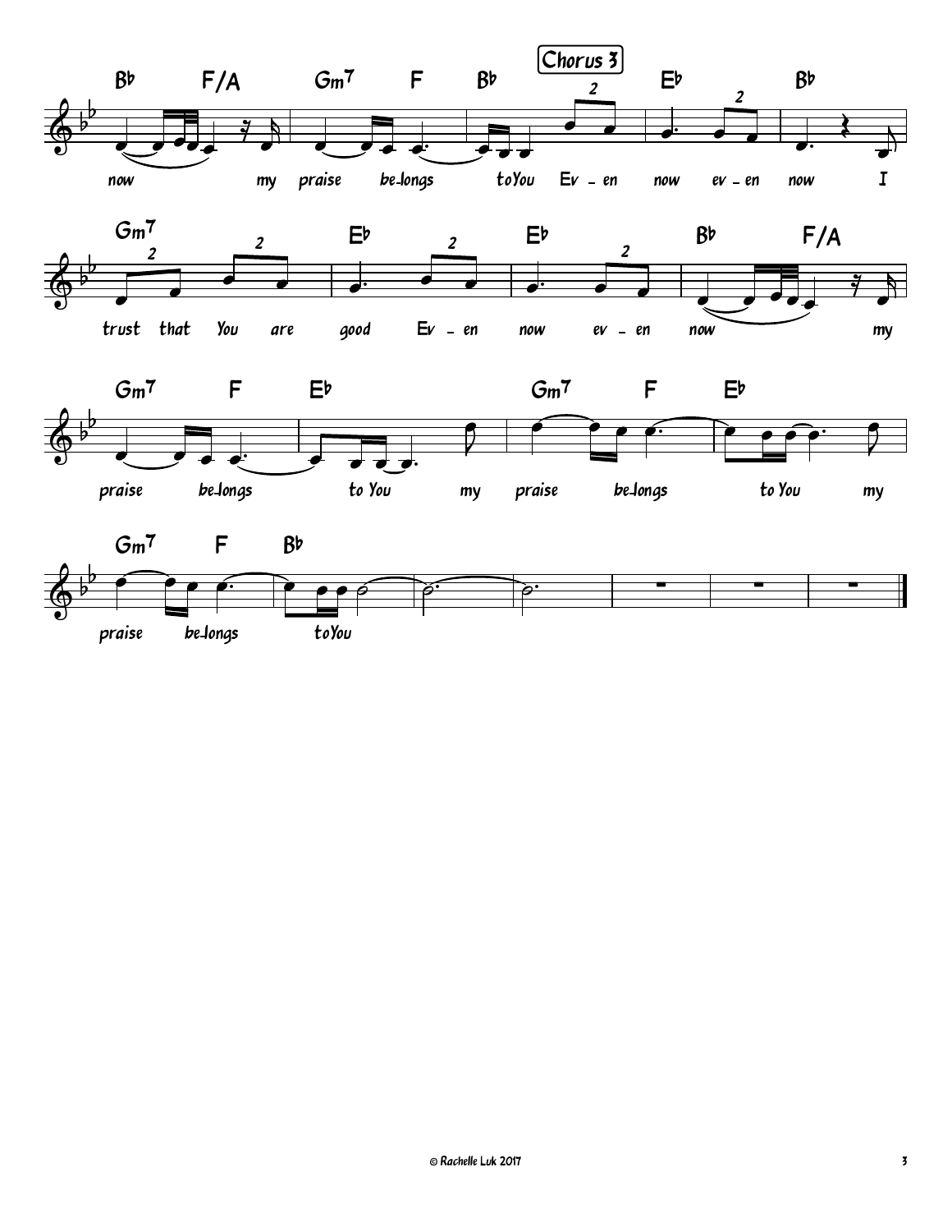**Chorus 3**

Bb F/A Gm7 F Bb Eb Bb

now my praise be-longs to You Ev – en now ev – en now I

Gm7 Eb Eb Bb F/A

trust that You are good Ev – en now ev – en now my

Gm7 F Eb Gm7 F Eb

praise be-longs to You my praise be-longs to You my

Gm7 F Bb

praise be-longs to You